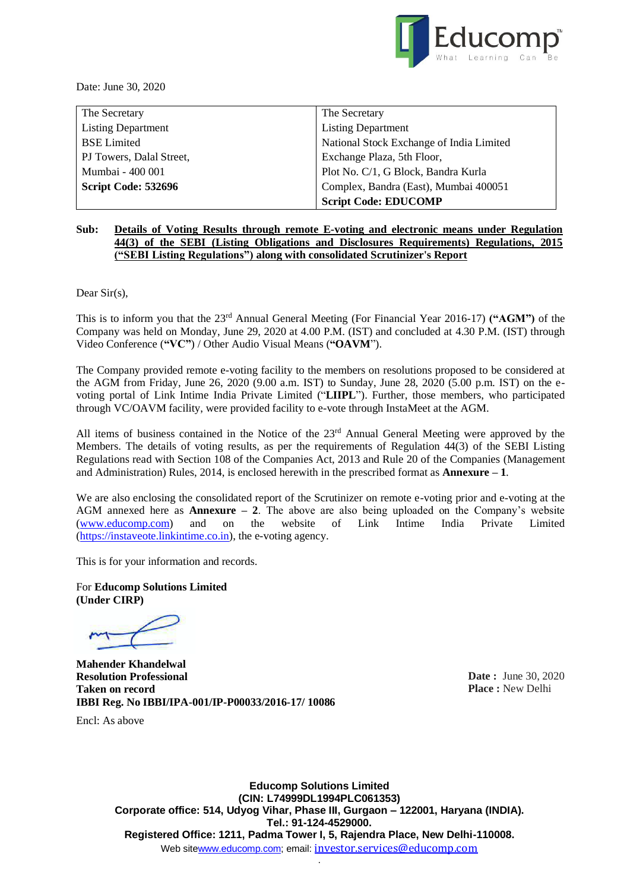Date: June 30, 2020

| The Secretary<br>Listing Department<br>BSE Limited<br>PJ Towers, Dalal Street,<br>Mumbai - 400 001<br>**Script Code: 532696** | The Secretary<br>Listing Department<br>National Stock Exchange of India Limited<br>Exchange Plaza, 5th Floor,<br>Plot No. C/1, G Block, Bandra Kurla<br>Complex, Bandra (East), Mumbai 400051<br>**Script Code: EDUCOMP** |
|---|---|

**Sub: Details of Voting Results through remote E-voting and electronic means under Regulation 44(3) of the SEBI (Listing Obligations and Disclosures Requirements) Regulations, 2015 ("SEBI Listing Regulations") along with consolidated Scrutinizer's Report**

Dear Sir(s),

This is to inform you that the 23rd Annual General Meeting (For Financial Year 2016-17) **("AGM")** of the Company was held on Monday, June 29, 2020 at 4.00 P.M. (IST) and concluded at 4.30 P.M. (IST) through Video Conference (**"VC"**) / Other Audio Visual Means (**"OAVM"**).

The Company provided remote e-voting facility to the members on resolutions proposed to be considered at the AGM from Friday, June 26, 2020 (9.00 a.m. IST) to Sunday, June 28, 2020 (5.00 p.m. IST) on the e-voting portal of Link Intime India Private Limited ("**LIIPL**"). Further, those members, who participated through VC/OAVM facility, were provided facility to e-vote through InstaMeet at the AGM.

All items of business contained in the Notice of the 23rd Annual General Meeting were approved by the Members. The details of voting results, as per the requirements of Regulation 44(3) of the SEBI Listing Regulations read with Section 108 of the Companies Act, 2013 and Rule 20 of the Companies (Management and Administration) Rules, 2014, is enclosed herewith in the prescribed format as **Annexure – 1**.

We are also enclosing the consolidated report of the Scrutinizer on remote e-voting prior and e-voting at the AGM annexed here as **Annexure – 2**. The above are also being uploaded on the Company's website (www.educomp.com) and on the website of Link Intime India Private Limited (https://instaveote.linkintime.co.in), the e-voting agency.

This is for your information and records.

For **Educomp Solutions Limited**
**(Under CIRP)**

**Mahender Khandelwal**
**Resolution Professional**
**Taken on record**
**IBBI Reg. No IBBI/IPA-001/IP-P00033/2016-17/ 10086**

**Date :** June 30, 2020
**Place :** New Delhi

Encl: As above

**Educomp Solutions Limited**
**(CIN: L74999DL1994PLC061353)**
**Corporate office: 514, Udyog Vihar, Phase III, Gurgaon – 122001, Haryana (INDIA).**
**Tel.: 91-124-4529000.**
**Registered Office: 1211, Padma Tower I, 5, Rajendra Place, New Delhi-110008.**
Web sitewww.educomp.com; email: investor.services@educomp.com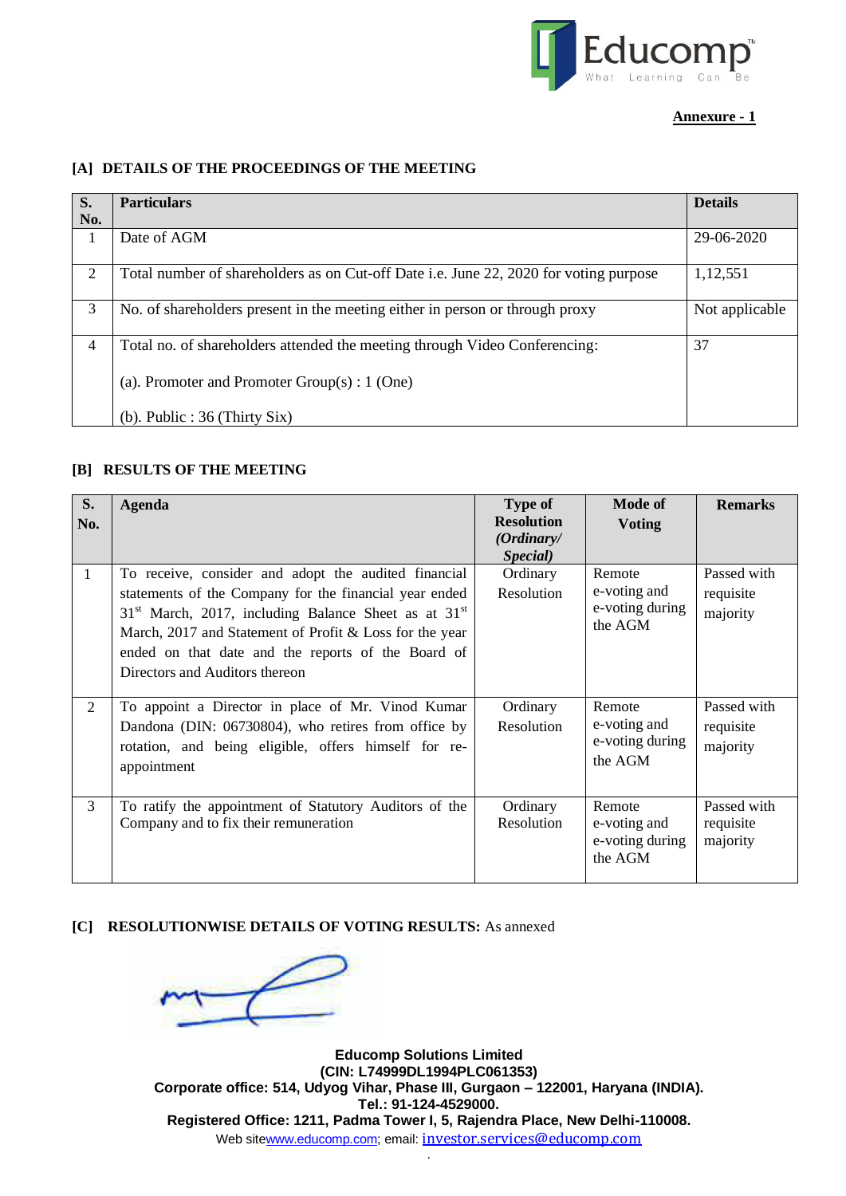**Annexure - 1**

### [A] DETAILS OF THE PROCEEDINGS OF THE MEETING

| S. No. | Particulars | Details |
|---|---|---|
| 1 | Date of AGM | 29-06-2020 |
| 2 | Total number of shareholders as on Cut-off Date i.e. June 22, 2020 for voting purpose | 1,12,551 |
| 3 | No. of shareholders present in the meeting either in person or through proxy | Not applicable |
| 4 | Total no. of shareholders attended the meeting through Video Conferencing:<br><br>(a). Promoter and Promoter Group(s) : 1 (One)<br><br>(b). Public : 36 (Thirty Six) | 37 |

### [B] RESULTS OF THE MEETING

| S. No. | Agenda | Type of Resolution *(Ordinary/ Special)* | Mode of Voting | Remarks |
|---|---|---|---|---|
| 1 | To receive, consider and adopt the audited financial statements of the Company for the financial year ended 31st March, 2017, including Balance Sheet as at 31st March, 2017 and Statement of Profit & Loss for the year ended on that date and the reports of the Board of Directors and Auditors thereon | Ordinary Resolution | Remote e-voting and e-voting during the AGM | Passed with requisite majority |
| 2 | To appoint a Director in place of Mr. Vinod Kumar Dandona (DIN: 06730804), who retires from office by rotation, and being eligible, offers himself for re-appointment | Ordinary Resolution | Remote e-voting and e-voting during the AGM | Passed with requisite majority |
| 3 | To ratify the appointment of Statutory Auditors of the Company and to fix their remuneration | Ordinary Resolution | Remote e-voting and e-voting during the AGM | Passed with requisite majority |

**[C] RESOLUTIONWISE DETAILS OF VOTING RESULTS:** As annexed

**Educomp Solutions Limited**
**(CIN: L74999DL1994PLC061353)**
**Corporate office: 514, Udyog Vihar, Phase III, Gurgaon – 122001, Haryana (INDIA).**
**Tel.: 91-124-4529000.**
**Registered Office: 1211, Padma Tower I, 5, Rajendra Place, New Delhi-110008.**
Web sitewww.educomp.com; email: investor.services@educomp.com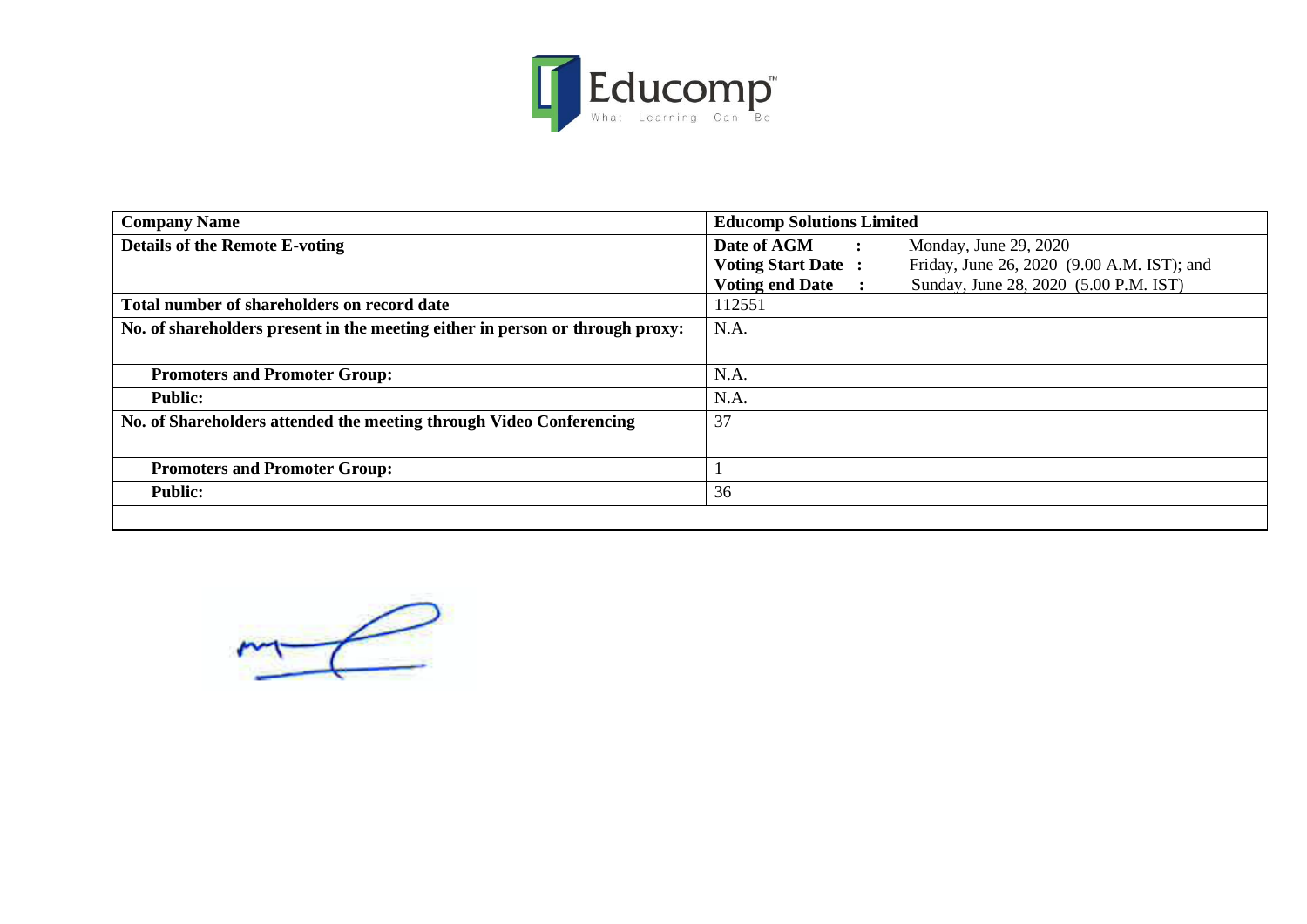| Company Name | Educomp Solutions Limited |
|---|---|
| Details of the Remote E-voting | **Date of AGM** : Monday, June 29, 2020<br>**Voting Start Date** : Friday, June 26, 2020 (9.00 A.M. IST); and<br>**Voting end Date** : Sunday, June 28, 2020 (5.00 P.M. IST) |
| **Total number of shareholders on record date** | 112551 |
| **No. of shareholders present in the meeting either in person or through proxy:** | N.A. |
| **Promoters and Promoter Group:** | N.A. |
| **Public:** | N.A. |
| **No. of Shareholders attended the meeting through Video Conferencing** | 37 |
| **Promoters and Promoter Group:** | 1 |
| **Public:** | 36 |
| | |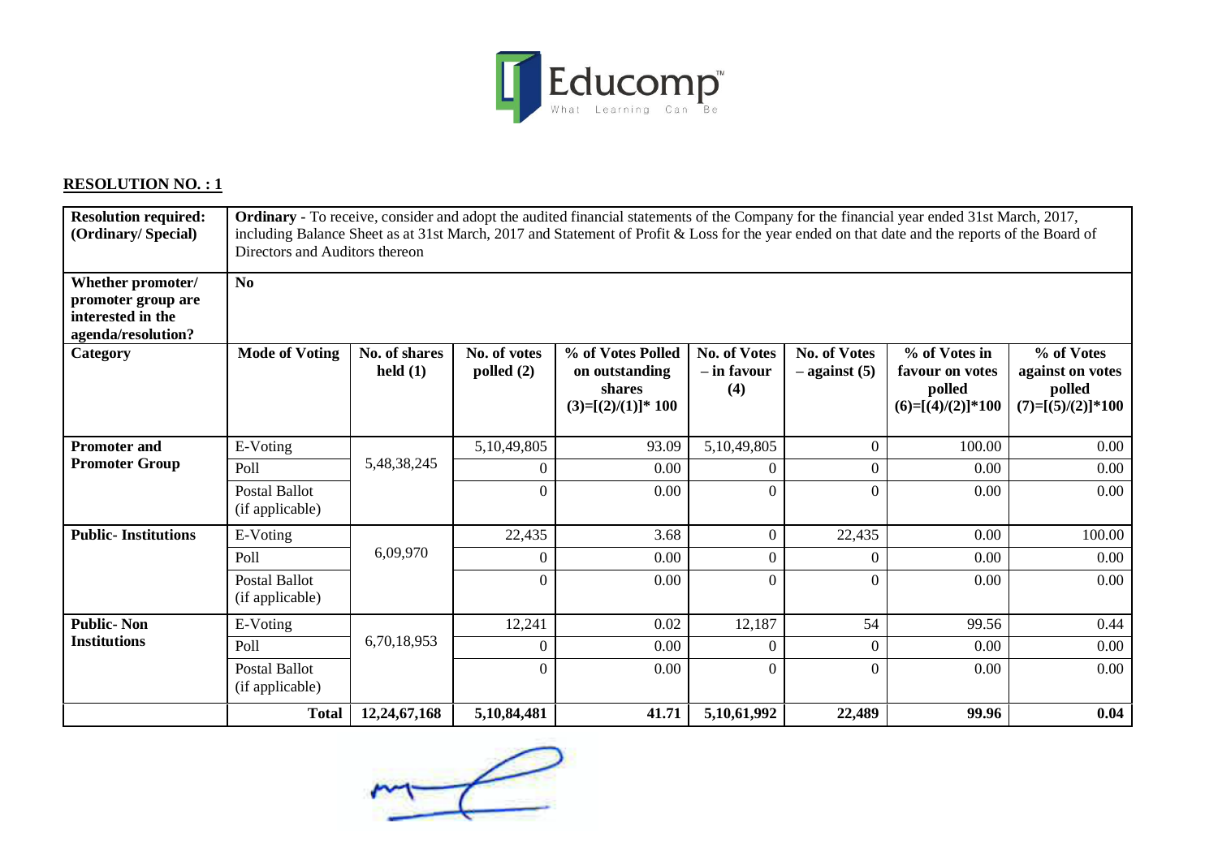**Educomp** What Learning Can Be

**RESOLUTION NO. : 1**

| Resolution required: (Ordinary/ Special) | **Ordinary** - To receive, consider and adopt the audited financial statements of the Company for the financial year ended 31st March, 2017, including Balance Sheet as at 31st March, 2017 and Statement of Profit & Loss for the year ended on that date and the reports of the Board of Directors and Auditors thereon | | | | | | | |
|---|---|---|---|---|---|---|---|---|
| **Whether promoter/ promoter group are interested in the agenda/resolution?** | **No** | | | | | | | |
| **Category** | **Mode of Voting** | **No. of shares held (1)** | **No. of votes polled (2)** | **% of Votes Polled on outstanding shares (3)=[(2)/(1)]* 100** | **No. of Votes – in favour (4)** | **No. of Votes – against (5)** | **% of Votes in favour on votes polled (6)=[(4)/(2)]*100** | **% of Votes against on votes polled (7)=[(5)/(2)]*100** |
| **Promoter and Promoter Group** | E-Voting | 5,48,38,245 | 5,10,49,805 | 93.09 | 5,10,49,805 | 0 | 100.00 | 0.00 |
| | Poll | | 0 | 0.00 | 0 | 0 | 0.00 | 0.00 |
| | Postal Ballot (if applicable) | | 0 | 0.00 | 0 | 0 | 0.00 | 0.00 |
| **Public- Institutions** | E-Voting | 6,09,970 | 22,435 | 3.68 | 0 | 22,435 | 0.00 | 100.00 |
| | Poll | | 0 | 0.00 | 0 | 0 | 0.00 | 0.00 |
| | Postal Ballot (if applicable) | | 0 | 0.00 | 0 | 0 | 0.00 | 0.00 |
| **Public- Non Institutions** | E-Voting | 6,70,18,953 | 12,241 | 0.02 | 12,187 | 54 | 99.56 | 0.44 |
| | Poll | | 0 | 0.00 | 0 | 0 | 0.00 | 0.00 |
| | Postal Ballot (if applicable) | | 0 | 0.00 | 0 | 0 | 0.00 | 0.00 |
| | **Total** | **12,24,67,168** | **5,10,84,481** | **41.71** | **5,10,61,992** | **22,489** | **99.96** | **0.04** |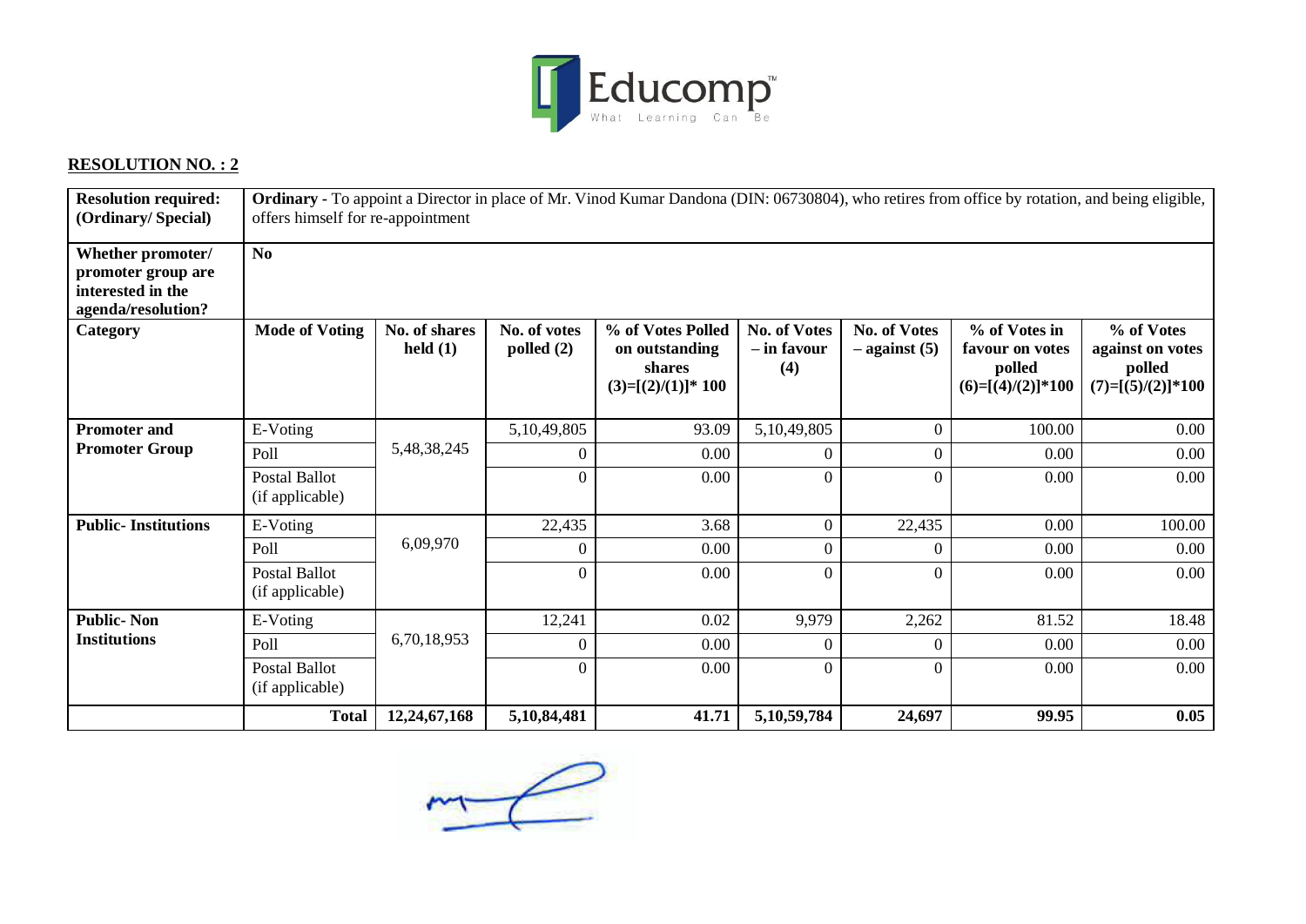**RESOLUTION NO. : 2**

| Resolution required: (Ordinary/ Special) | **Ordinary** - To appoint a Director in place of Mr. Vinod Kumar Dandona (DIN: 06730804), who retires from office by rotation, and being eligible, offers himself for re-appointment | | | | | | | |
|---|---|---|---|---|---|---|---|---|
| **Whether promoter/ promoter group are interested in the agenda/resolution?** | **No** | | | | | | | |
| **Category** | **Mode of Voting** | **No. of shares held (1)** | **No. of votes polled (2)** | **% of Votes Polled on outstanding shares (3)=[(2)/(1)]* 100** | **No. of Votes – in favour (4)** | **No. of Votes – against (5)** | **% of Votes in favour on votes polled (6)=[(4)/(2)]*100** | **% of Votes against on votes polled (7)=[(5)/(2)]*100** |
| **Promoter and Promoter Group** | E-Voting | 5,48,38,245 | 5,10,49,805 | 93.09 | 5,10,49,805 | 0 | 100.00 | 0.00 |
| | Poll | | 0 | 0.00 | 0 | 0 | 0.00 | 0.00 |
| | Postal Ballot (if applicable) | | 0 | 0.00 | 0 | 0 | 0.00 | 0.00 |
| **Public- Institutions** | E-Voting | 6,09,970 | 22,435 | 3.68 | 0 | 22,435 | 0.00 | 100.00 |
| | Poll | | 0 | 0.00 | 0 | 0 | 0.00 | 0.00 |
| | Postal Ballot (if applicable) | | 0 | 0.00 | 0 | 0 | 0.00 | 0.00 |
| **Public- Non Institutions** | E-Voting | 6,70,18,953 | 12,241 | 0.02 | 9,979 | 2,262 | 81.52 | 18.48 |
| | Poll | | 0 | 0.00 | 0 | 0 | 0.00 | 0.00 |
| | Postal Ballot (if applicable) | | 0 | 0.00 | 0 | 0 | 0.00 | 0.00 |
| | **Total** | **12,24,67,168** | **5,10,84,481** | **41.71** | **5,10,59,784** | **24,697** | **99.95** | **0.05** |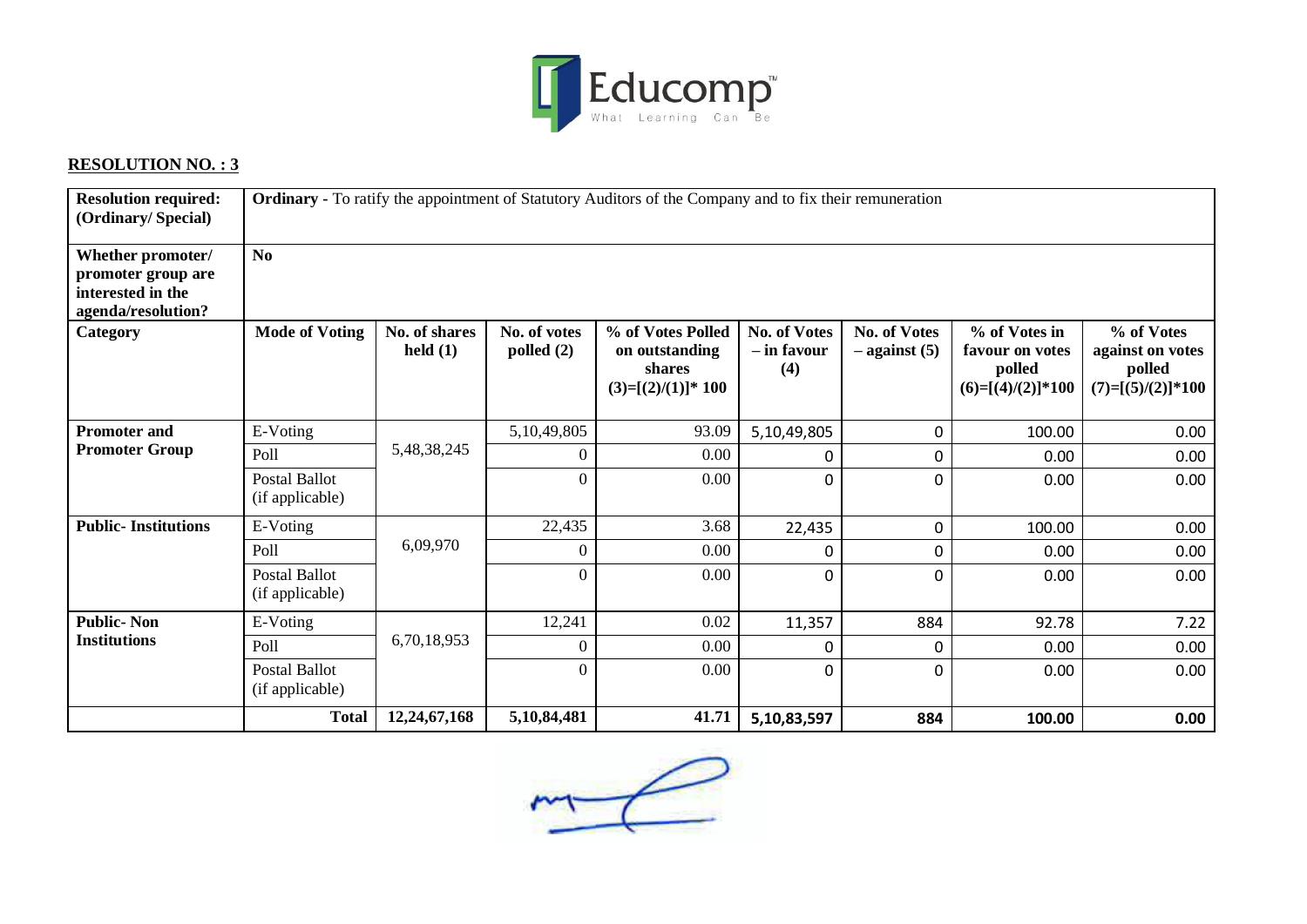**RESOLUTION NO. : 3**

| Resolution required: (Ordinary/ Special) | **Ordinary** - To ratify the appointment of Statutory Auditors of the Company and to fix their remuneration | | | | | | | |
|---|---|---|---|---|---|---|---|---|
| **Whether promoter/ promoter group are interested in the agenda/resolution?** | **No** | | | | | | | |
| **Category** | **Mode of Voting** | **No. of shares held (1)** | **No. of votes polled (2)** | **% of Votes Polled on outstanding shares (3)=[(2)/(1)]* 100** | **No. of Votes – in favour (4)** | **No. of Votes – against (5)** | **% of Votes in favour on votes polled (6)=[(4)/(2)]*100** | **% of Votes against on votes polled (7)=[(5)/(2)]*100** |
| **Promoter and Promoter Group** | E-Voting | 5,48,38,245 | 5,10,49,805 | 93.09 | 5,10,49,805 | 0 | 100.00 | 0.00 |
| | Poll | | 0 | 0.00 | 0 | 0 | 0.00 | 0.00 |
| | Postal Ballot (if applicable) | | 0 | 0.00 | 0 | 0 | 0.00 | 0.00 |
| **Public- Institutions** | E-Voting | 6,09,970 | 22,435 | 3.68 | 22,435 | 0 | 100.00 | 0.00 |
| | Poll | | 0 | 0.00 | 0 | 0 | 0.00 | 0.00 |
| | Postal Ballot (if applicable) | | 0 | 0.00 | 0 | 0 | 0.00 | 0.00 |
| **Public- Non Institutions** | E-Voting | 6,70,18,953 | 12,241 | 0.02 | 11,357 | 884 | 92.78 | 7.22 |
| | Poll | | 0 | 0.00 | 0 | 0 | 0.00 | 0.00 |
| | Postal Ballot (if applicable) | | 0 | 0.00 | 0 | 0 | 0.00 | 0.00 |
| | **Total** | **12,24,67,168** | **5,10,84,481** | **41.71** | **5,10,83,597** | **884** | **100.00** | **0.00** |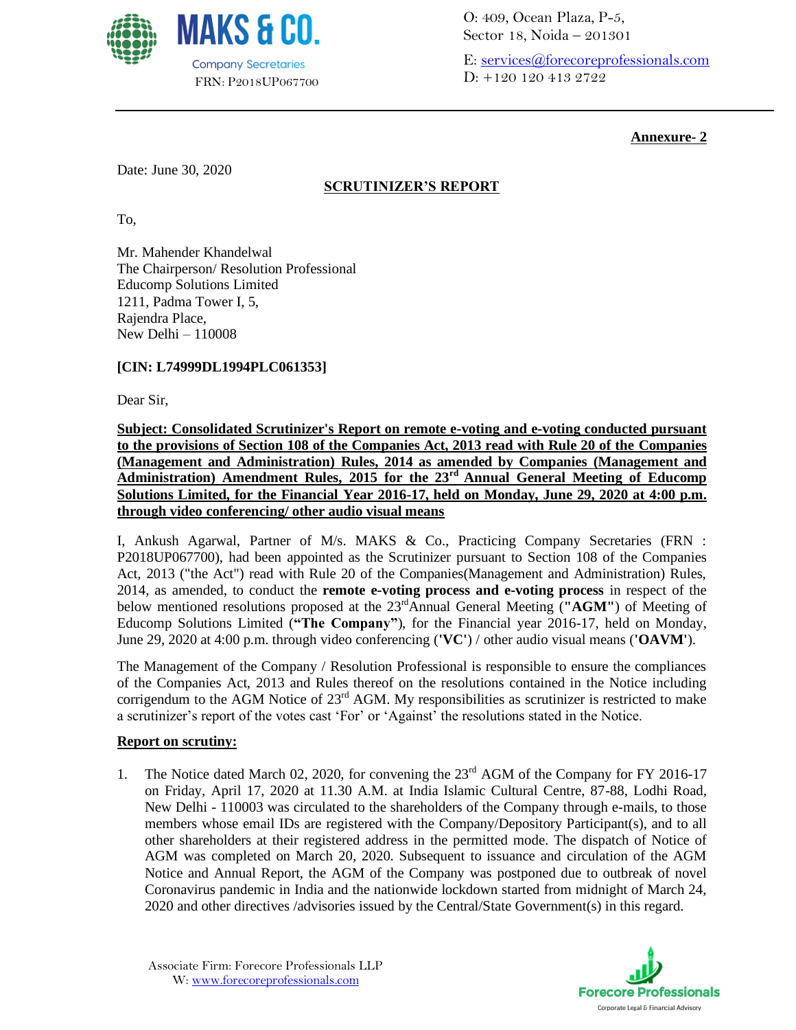**Annexure- 2**

Date: June 30, 2020

## SCRUTINIZER'S REPORT

To,

Mr. Mahender Khandelwal
The Chairperson/ Resolution Professional
Educomp Solutions Limited
1211, Padma Tower I, 5,
Rajendra Place,
New Delhi – 110008

**[CIN: L74999DL1994PLC061353]**

Dear Sir,

**Subject: Consolidated Scrutinizer's Report on remote e-voting and e-voting conducted pursuant to the provisions of Section 108 of the Companies Act, 2013 read with Rule 20 of the Companies (Management and Administration) Rules, 2014 as amended by Companies (Management and Administration) Amendment Rules, 2015 for the 23rd Annual General Meeting of Educomp Solutions Limited, for the Financial Year 2016-17, held on Monday, June 29, 2020 at 4:00 p.m. through video conferencing/ other audio visual means**

I, Ankush Agarwal, Partner of M/s. MAKS & Co., Practicing Company Secretaries (FRN : P2018UP067700), had been appointed as the Scrutinizer pursuant to Section 108 of the Companies Act, 2013 ("the Act") read with Rule 20 of the Companies(Management and Administration) Rules, 2014, as amended, to conduct the **remote e-voting process and e-voting process** in respect of the below mentioned resolutions proposed at the 23rdAnnual General Meeting (**"AGM"**) of Meeting of Educomp Solutions Limited (**"The Company"**), for the Financial year 2016-17, held on Monday, June 29, 2020 at 4:00 p.m. through video conferencing (**'VC'**) / other audio visual means (**'OAVM'**).

The Management of the Company / Resolution Professional is responsible to ensure the compliances of the Companies Act, 2013 and Rules thereof on the resolutions contained in the Notice including corrigendum to the AGM Notice of 23rd AGM. My responsibilities as scrutinizer is restricted to make a scrutinizer's report of the votes cast 'For' or 'Against' the resolutions stated in the Notice.

**Report on scrutiny:**

1. The Notice dated March 02, 2020, for convening the 23rd AGM of the Company for FY 2016-17 on Friday, April 17, 2020 at 11.30 A.M. at India Islamic Cultural Centre, 87-88, Lodhi Road, New Delhi - 110003 was circulated to the shareholders of the Company through e-mails, to those members whose email IDs are registered with the Company/Depository Participant(s), and to all other shareholders at their registered address in the permitted mode. The dispatch of Notice of AGM was completed on March 20, 2020. Subsequent to issuance and circulation of the AGM Notice and Annual Report, the AGM of the Company was postponed due to outbreak of novel Coronavirus pandemic in India and the nationwide lockdown started from midnight of March 24, 2020 and other directives /advisories issued by the Central/State Government(s) in this regard.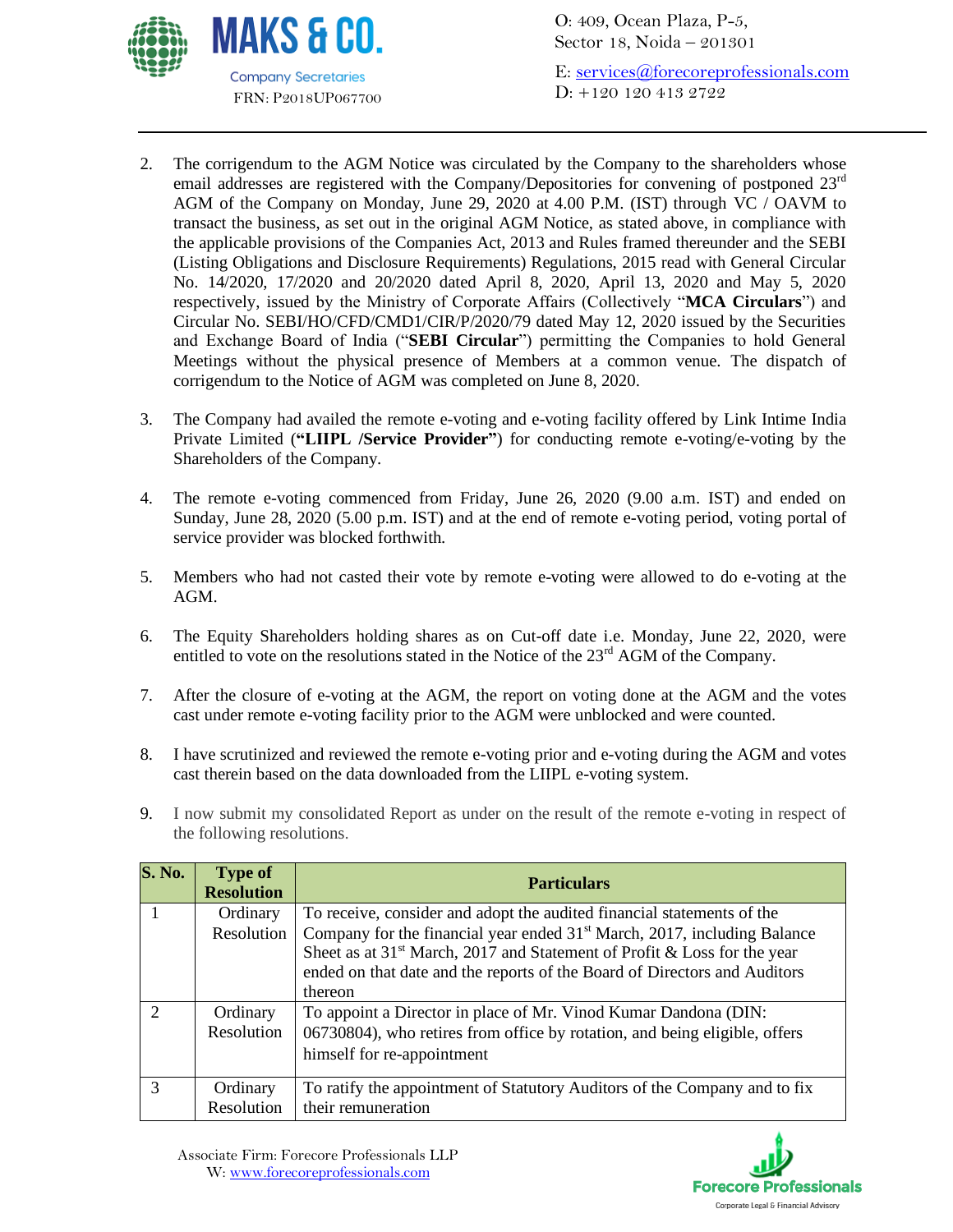2. The corrigendum to the AGM Notice was circulated by the Company to the shareholders whose email addresses are registered with the Company/Depositories for convening of postponed 23rd AGM of the Company on Monday, June 29, 2020 at 4.00 P.M. (IST) through VC / OAVM to transact the business, as set out in the original AGM Notice, as stated above, in compliance with the applicable provisions of the Companies Act, 2013 and Rules framed thereunder and the SEBI (Listing Obligations and Disclosure Requirements) Regulations, 2015 read with General Circular No. 14/2020, 17/2020 and 20/2020 dated April 8, 2020, April 13, 2020 and May 5, 2020 respectively, issued by the Ministry of Corporate Affairs (Collectively "**MCA Circulars**") and Circular No. SEBI/HO/CFD/CMD1/CIR/P/2020/79 dated May 12, 2020 issued by the Securities and Exchange Board of India ("**SEBI Circular**") permitting the Companies to hold General Meetings without the physical presence of Members at a common venue. The dispatch of corrigendum to the Notice of AGM was completed on June 8, 2020.

3. The Company had availed the remote e-voting and e-voting facility offered by Link Intime India Private Limited (**"LIIPL /Service Provider"**) for conducting remote e-voting/e-voting by the Shareholders of the Company.

4. The remote e-voting commenced from Friday, June 26, 2020 (9.00 a.m. IST) and ended on Sunday, June 28, 2020 (5.00 p.m. IST) and at the end of remote e-voting period, voting portal of service provider was blocked forthwith.

5. Members who had not casted their vote by remote e-voting were allowed to do e-voting at the AGM.

6. The Equity Shareholders holding shares as on Cut-off date i.e. Monday, June 22, 2020, were entitled to vote on the resolutions stated in the Notice of the 23rd AGM of the Company.

7. After the closure of e-voting at the AGM, the report on voting done at the AGM and the votes cast under remote e-voting facility prior to the AGM were unblocked and were counted.

8. I have scrutinized and reviewed the remote e-voting prior and e-voting during the AGM and votes cast therein based on the data downloaded from the LIIPL e-voting system.

9. I now submit my consolidated Report as under on the result of the remote e-voting in respect of the following resolutions.

| S. No. | Type of Resolution | Particulars |
|---|---|---|
| 1 | Ordinary Resolution | To receive, consider and adopt the audited financial statements of the Company for the financial year ended 31st March, 2017, including Balance Sheet as at 31st March, 2017 and Statement of Profit & Loss for the year ended on that date and the reports of the Board of Directors and Auditors thereon |
| 2 | Ordinary Resolution | To appoint a Director in place of Mr. Vinod Kumar Dandona (DIN: 06730804), who retires from office by rotation, and being eligible, offers himself for re-appointment |
| 3 | Ordinary Resolution | To ratify the appointment of Statutory Auditors of the Company and to fix their remuneration |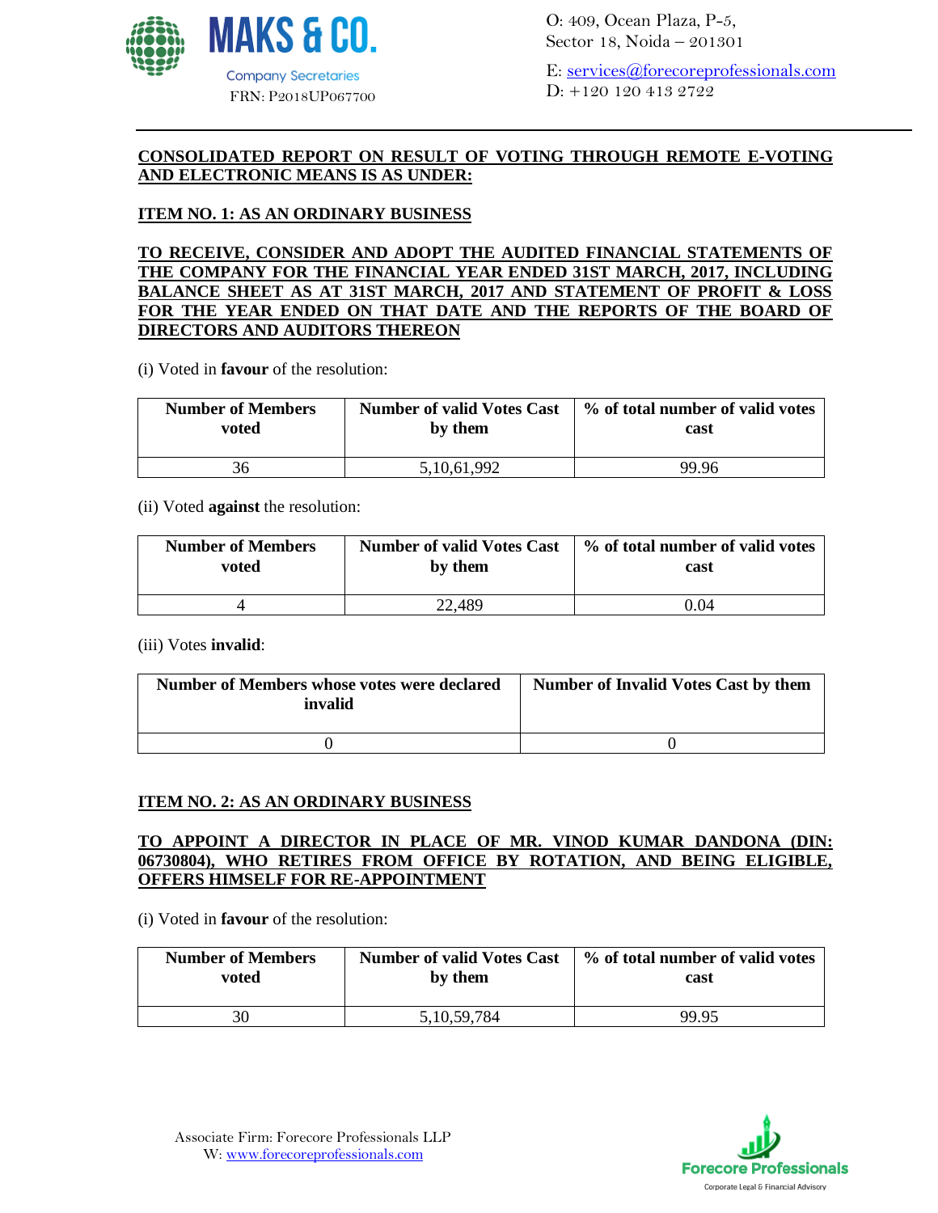## CONSOLIDATED REPORT ON RESULT OF VOTING THROUGH REMOTE E-VOTING AND ELECTRONIC MEANS IS AS UNDER:

### ITEM NO. 1: AS AN ORDINARY BUSINESS

**TO RECEIVE, CONSIDER AND ADOPT THE AUDITED FINANCIAL STATEMENTS OF THE COMPANY FOR THE FINANCIAL YEAR ENDED 31ST MARCH, 2017, INCLUDING BALANCE SHEET AS AT 31ST MARCH, 2017 AND STATEMENT OF PROFIT & LOSS FOR THE YEAR ENDED ON THAT DATE AND THE REPORTS OF THE BOARD OF DIRECTORS AND AUDITORS THEREON**

(i) Voted in **favour** of the resolution:

| Number of Members voted | Number of valid Votes Cast by them | % of total number of valid votes cast |
|---|---|---|
| 36 | 5,10,61,992 | 99.96 |

(ii) Voted **against** the resolution:

| Number of Members voted | Number of valid Votes Cast by them | % of total number of valid votes cast |
|---|---|---|
| 4 | 22,489 | 0.04 |

(iii) Votes **invalid**:

| Number of Members whose votes were declared invalid | Number of Invalid Votes Cast by them |
|---|---|
| 0 | 0 |

### ITEM NO. 2: AS AN ORDINARY BUSINESS

**TO APPOINT A DIRECTOR IN PLACE OF MR. VINOD KUMAR DANDONA (DIN: 06730804), WHO RETIRES FROM OFFICE BY ROTATION, AND BEING ELIGIBLE, OFFERS HIMSELF FOR RE-APPOINTMENT**

(i) Voted in **favour** of the resolution:

| Number of Members voted | Number of valid Votes Cast by them | % of total number of valid votes cast |
|---|---|---|
| 30 | 5,10,59,784 | 99.95 |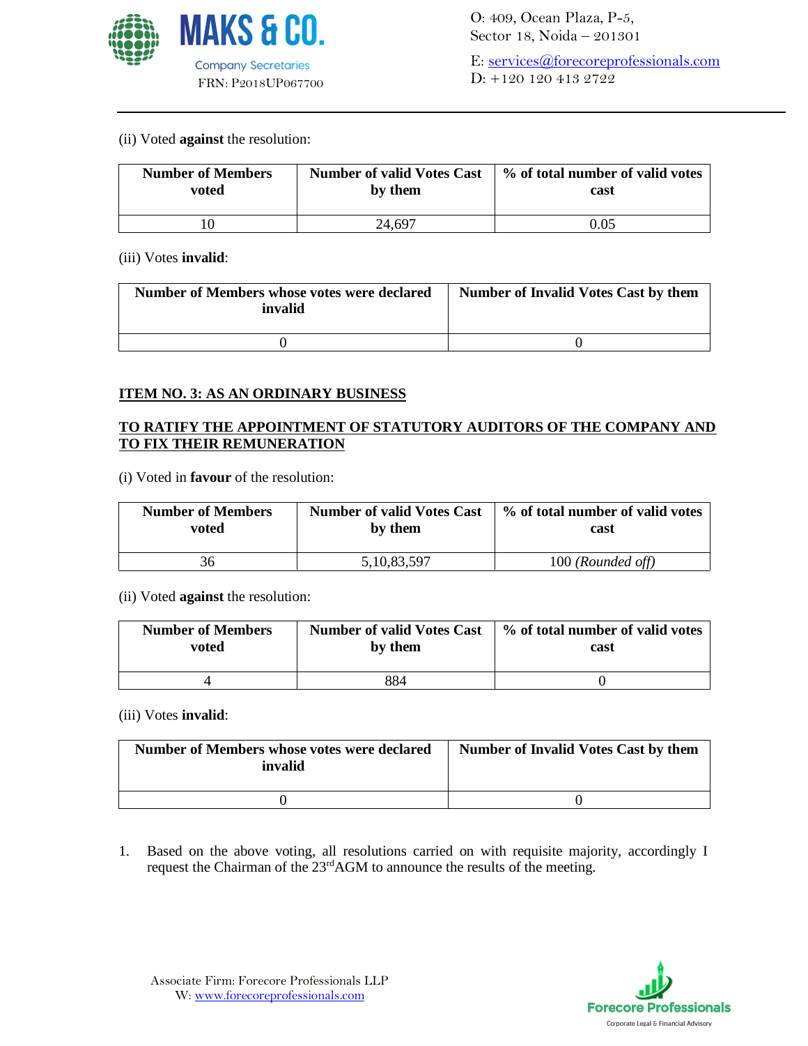(ii) Voted **against** the resolution:

| Number of Members voted | Number of valid Votes Cast by them | % of total number of valid votes cast |
|---|---|---|
| 10 | 24,697 | 0.05 |

(iii) Votes **invalid**:

| Number of Members whose votes were declared invalid | Number of Invalid Votes Cast by them |
|---|---|
| 0 | 0 |

**ITEM NO. 3: AS AN ORDINARY BUSINESS**

**TO RATIFY THE APPOINTMENT OF STATUTORY AUDITORS OF THE COMPANY AND TO FIX THEIR REMUNERATION**

(i) Voted in **favour** of the resolution:

| Number of Members voted | Number of valid Votes Cast by them | % of total number of valid votes cast |
|---|---|---|
| 36 | 5,10,83,597 | 100 *(Rounded off)* |

(ii) Voted **against** the resolution:

| Number of Members voted | Number of valid Votes Cast by them | % of total number of valid votes cast |
|---|---|---|
| 4 | 884 | 0 |

(iii) Votes **invalid**:

| Number of Members whose votes were declared invalid | Number of Invalid Votes Cast by them |
|---|---|
| 0 | 0 |

1. Based on the above voting, all resolutions carried on with requisite majority, accordingly I request the Chairman of the 23rd AGM to announce the results of the meeting.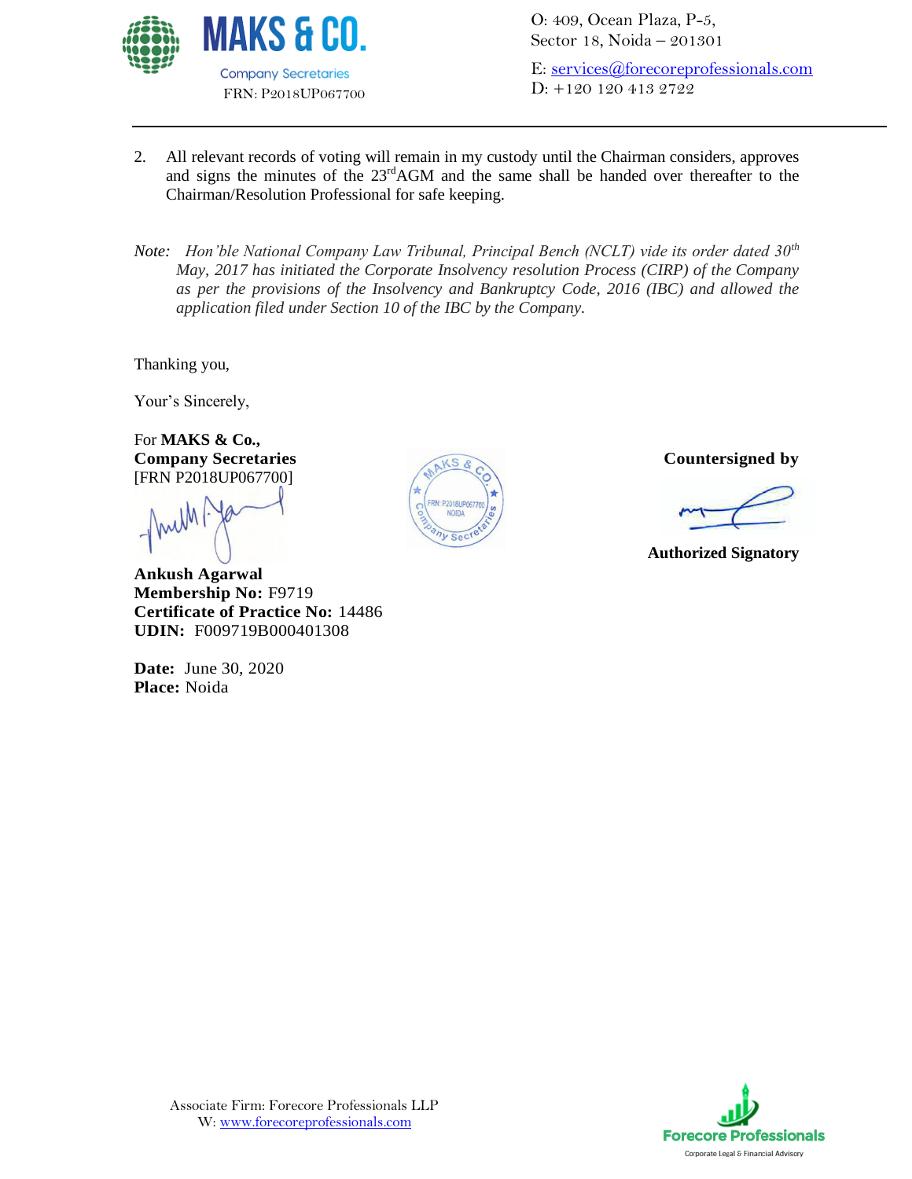2. All relevant records of voting will remain in my custody until the Chairman considers, approves and signs the minutes of the 23rd AGM and the same shall be handed over thereafter to the Chairman/Resolution Professional for safe keeping.

*Note: Hon'ble National Company Law Tribunal, Principal Bench (NCLT) vide its order dated 30th May, 2017 has initiated the Corporate Insolvency resolution Process (CIRP) of the Company as per the provisions of the Insolvency and Bankruptcy Code, 2016 (IBC) and allowed the application filed under Section 10 of the IBC by the Company.*

Thanking you,

Your's Sincerely,

For **MAKS & Co.,**
**Company Secretaries**
[FRN P2018UP067700]

**Ankush Agarwal**
**Membership No:** F9719
**Certificate of Practice No:** 14486
**UDIN:** F009719B000401308

**Date:** June 30, 2020
**Place:** Noida

**Countersigned by**

**Authorized Signatory**